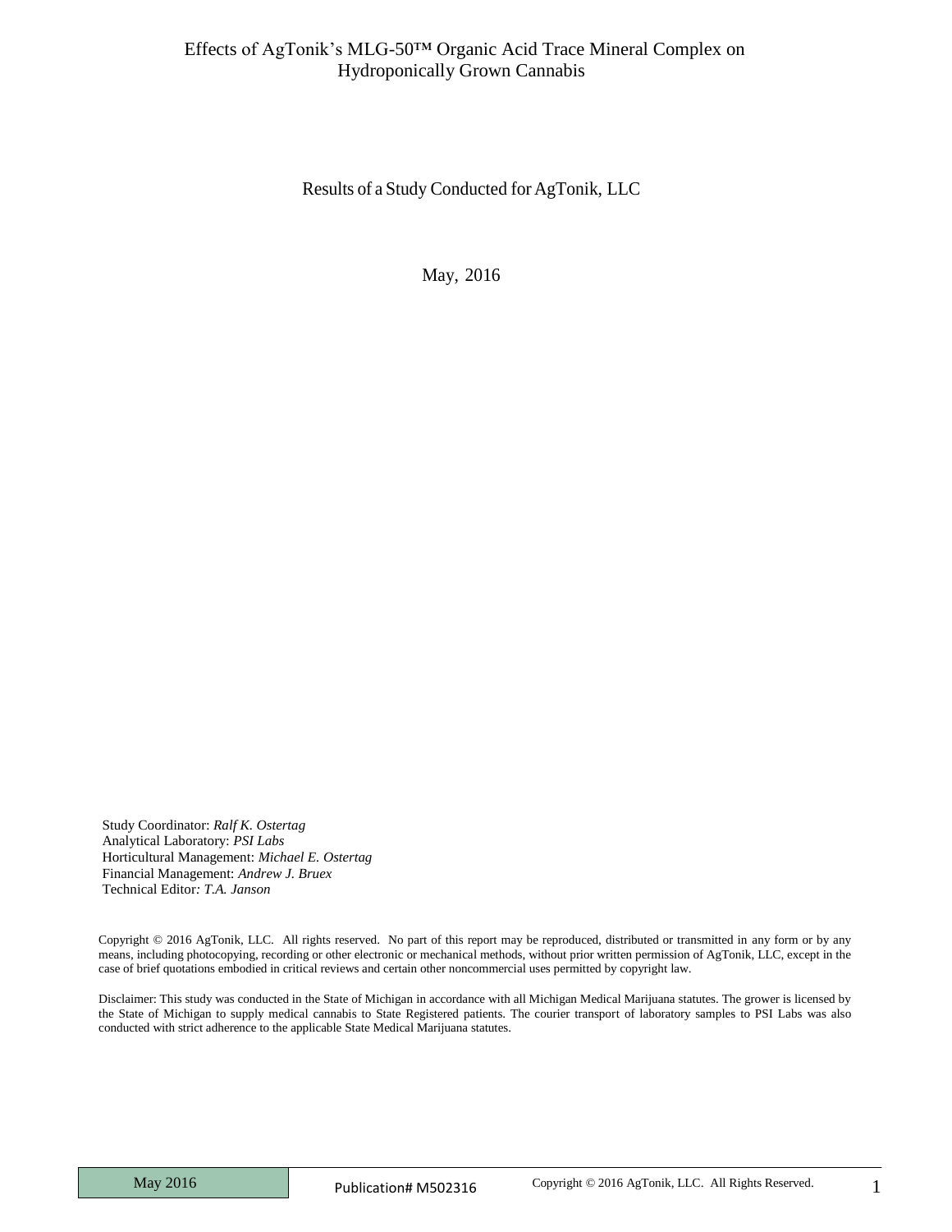# Effects of AgTonik's MLG-50™ Organic Acid Trace Mineral Complex on Hydroponically Grown Cannabis

Results of a Study Conducted for AgTonik, LLC

May, 2016

Study Coordinator: *Ralf K. Ostertag*
Analytical Laboratory: *PSI Labs*
Horticultural Management: *Michael E. Ostertag*
Financial Management: *Andrew J. Bruex*
Technical Editor*: T.A. Janson*

Copyright © 2016 AgTonik, LLC. All rights reserved. No part of this report may be reproduced, distributed or transmitted in any form or by any means, including photocopying, recording or other electronic or mechanical methods, without prior written permission of AgTonik, LLC, except in the case of brief quotations embodied in critical reviews and certain other noncommercial uses permitted by copyright law.

Disclaimer: This study was conducted in the State of Michigan in accordance with all Michigan Medical Marijuana statutes. The grower is licensed by the State of Michigan to supply medical cannabis to State Registered patients. The courier transport of laboratory samples to PSI Labs was also conducted with strict adherence to the applicable State Medical Marijuana statutes.

Publication# M502316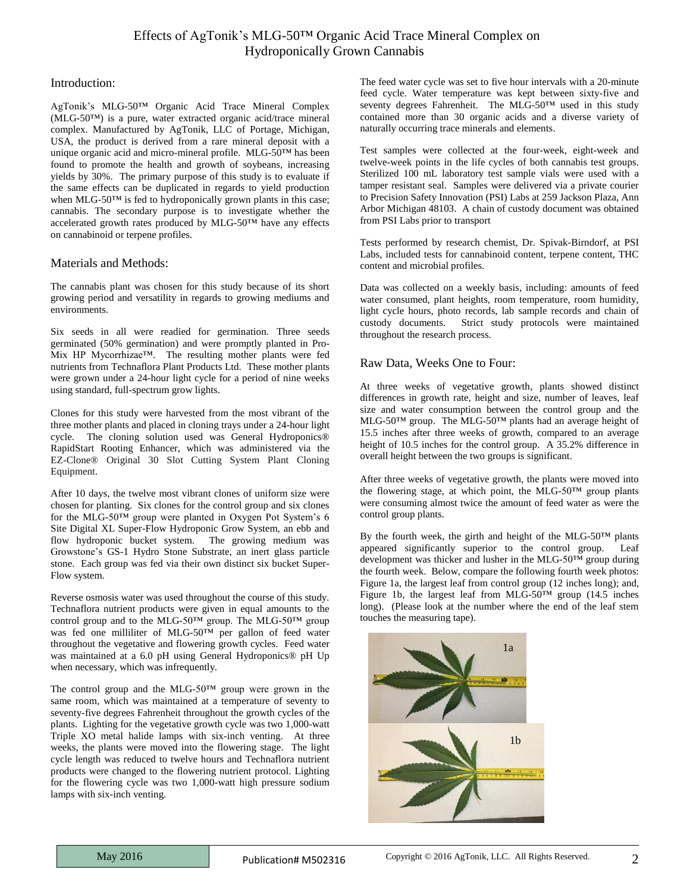# Effects of AgTonik's MLG-50™ Organic Acid Trace Mineral Complex on Hydroponically Grown Cannabis

## Introduction:

AgTonik's MLG-50™ Organic Acid Trace Mineral Complex (MLG-50™) is a pure, water extracted organic acid/trace mineral complex. Manufactured by AgTonik, LLC of Portage, Michigan, USA, the product is derived from a rare mineral deposit with a unique organic acid and micro-mineral profile. MLG-50™ has been found to promote the health and growth of soybeans, increasing yields by 30%. The primary purpose of this study is to evaluate if the same effects can be duplicated in regards to yield production when MLG-50™ is fed to hydroponically grown plants in this case; cannabis. The secondary purpose is to investigate whether the accelerated growth rates produced by MLG-50™ have any effects on cannabinoid or terpene profiles.

## Materials and Methods:

The cannabis plant was chosen for this study because of its short growing period and versatility in regards to growing mediums and environments.

Six seeds in all were readied for germination. Three seeds germinated (50% germination) and were promptly planted in Pro-Mix HP Mycorrhizae™. The resulting mother plants were fed nutrients from Technaflora Plant Products Ltd. These mother plants were grown under a 24-hour light cycle for a period of nine weeks using standard, full-spectrum grow lights.

Clones for this study were harvested from the most vibrant of the three mother plants and placed in cloning trays under a 24-hour light cycle. The cloning solution used was General Hydroponics® RapidStart Rooting Enhancer, which was administered via the EZ-Clone® Original 30 Slot Cutting System Plant Cloning Equipment.

After 10 days, the twelve most vibrant clones of uniform size were chosen for planting. Six clones for the control group and six clones for the MLG-50™ group were planted in Oxygen Pot System's 6 Site Digital XL Super-Flow Hydroponic Grow System, an ebb and flow hydroponic bucket system. The growing medium was Growstone's GS-1 Hydro Stone Substrate, an inert glass particle stone. Each group was fed via their own distinct six bucket Super-Flow system.

Reverse osmosis water was used throughout the course of this study. Technaflora nutrient products were given in equal amounts to the control group and to the MLG-50™ group. The MLG-50™ group was fed one milliliter of MLG-50™ per gallon of feed water throughout the vegetative and flowering growth cycles. Feed water was maintained at a 6.0 pH using General Hydroponics® pH Up when necessary, which was infrequently.

The control group and the MLG-50™ group were grown in the same room, which was maintained at a temperature of seventy to seventy-five degrees Fahrenheit throughout the growth cycles of the plants. Lighting for the vegetative growth cycle was two 1,000-watt Triple XO metal halide lamps with six-inch venting. At three weeks, the plants were moved into the flowering stage. The light cycle length was reduced to twelve hours and Technaflora nutrient products were changed to the flowering nutrient protocol. Lighting for the flowering cycle was two 1,000-watt high pressure sodium lamps with six-inch venting.

The feed water cycle was set to five hour intervals with a 20-minute feed cycle. Water temperature was kept between sixty-five and seventy degrees Fahrenheit. The MLG-50™ used in this study contained more than 30 organic acids and a diverse variety of naturally occurring trace minerals and elements.

Test samples were collected at the four-week, eight-week and twelve-week points in the life cycles of both cannabis test groups. Sterilized 100 mL laboratory test sample vials were used with a tamper resistant seal. Samples were delivered via a private courier to Precision Safety Innovation (PSI) Labs at 259 Jackson Plaza, Ann Arbor Michigan 48103. A chain of custody document was obtained from PSI Labs prior to transport

Tests performed by research chemist, Dr. Spivak-Birndorf, at PSI Labs, included tests for cannabinoid content, terpene content, THC content and microbial profiles.

Data was collected on a weekly basis, including: amounts of feed water consumed, plant heights, room temperature, room humidity, light cycle hours, photo records, lab sample records and chain of custody documents. Strict study protocols were maintained throughout the research process.

## Raw Data, Weeks One to Four:

At three weeks of vegetative growth, plants showed distinct differences in growth rate, height and size, number of leaves, leaf size and water consumption between the control group and the MLG-50™ group. The MLG-50™ plants had an average height of 15.5 inches after three weeks of growth, compared to an average height of 10.5 inches for the control group. A 35.2% difference in overall height between the two groups is significant.

After three weeks of vegetative growth, the plants were moved into the flowering stage, at which point, the MLG-50™ group plants were consuming almost twice the amount of feed water as were the control group plants.

By the fourth week, the girth and height of the MLG-50™ plants appeared significantly superior to the control group. Leaf development was thicker and lusher in the MLG-50™ group during the fourth week. Below, compare the following fourth week photos: Figure 1a, the largest leaf from control group (12 inches long); and, Figure 1b, the largest leaf from MLG-50™ group (14.5 inches long). (Please look at the number where the end of the leaf stem touches the measuring tape).

1a

1b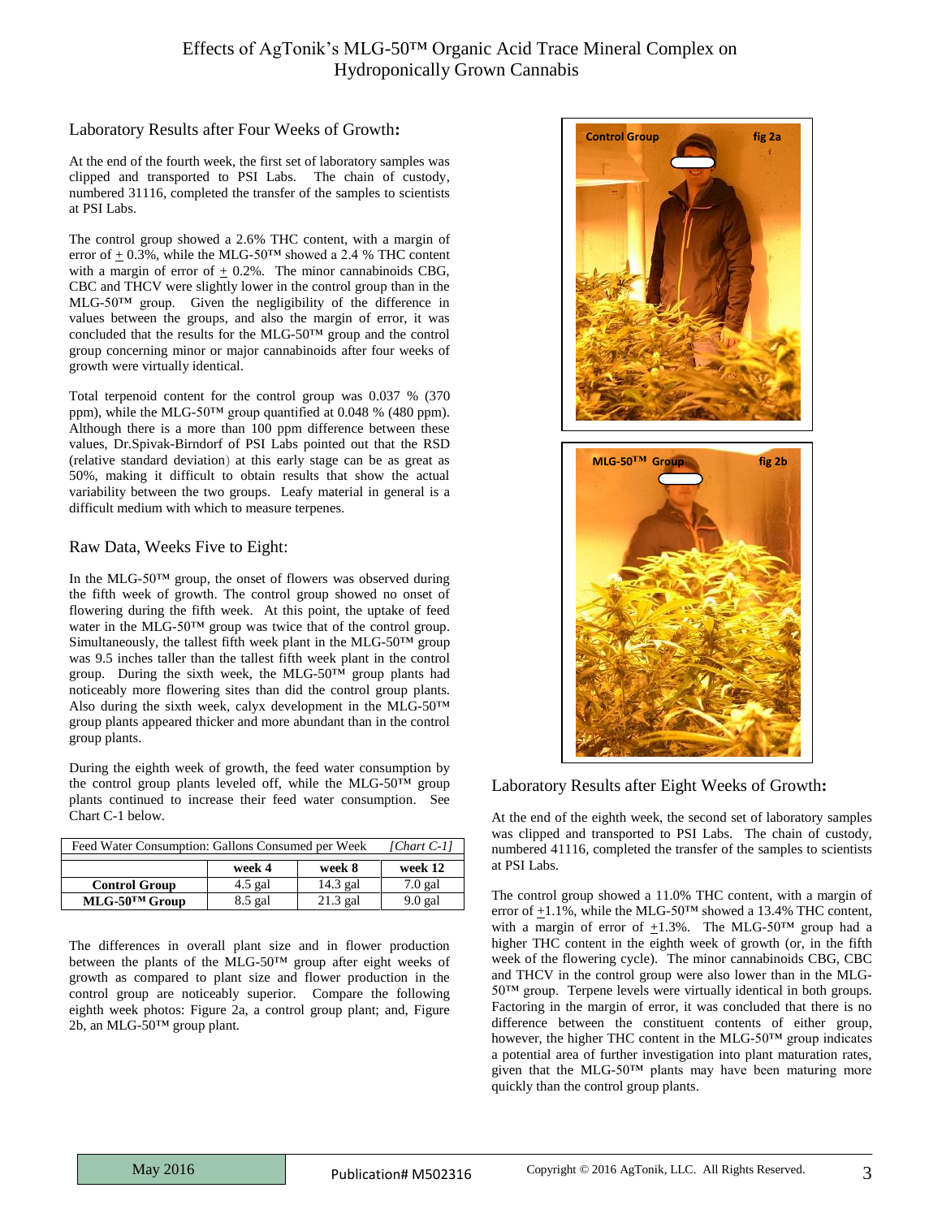## Laboratory Results after Four Weeks of Growth:

At the end of the fourth week, the first set of laboratory samples was clipped and transported to PSI Labs. The chain of custody, numbered 31116, completed the transfer of the samples to scientists at PSI Labs.

The control group showed a 2.6% THC content, with a margin of error of ± 0.3%, while the MLG-50™ showed a 2.4 % THC content with a margin of error of ± 0.2%. The minor cannabinoids CBG, CBC and THCV were slightly lower in the control group than in the MLG-50™ group. Given the negligibility of the difference in values between the groups, and also the margin of error, it was concluded that the results for the MLG-50™ group and the control group concerning minor or major cannabinoids after four weeks of growth were virtually identical.

Total terpenoid content for the control group was 0.037 % (370 ppm), while the MLG-50™ group quantified at 0.048 % (480 ppm). Although there is a more than 100 ppm difference between these values, Dr.Spivak-Birndorf of PSI Labs pointed out that the RSD (relative standard deviation) at this early stage can be as great as 50%, making it difficult to obtain results that show the actual variability between the two groups. Leafy material in general is a difficult medium with which to measure terpenes.

## Raw Data, Weeks Five to Eight:

In the MLG-50™ group, the onset of flowers was observed during the fifth week of growth. The control group showed no onset of flowering during the fifth week. At this point, the uptake of feed water in the MLG-50™ group was twice that of the control group. Simultaneously, the tallest fifth week plant in the MLG-50™ group was 9.5 inches taller than the tallest fifth week plant in the control group. During the sixth week, the MLG-50™ group plants had noticeably more flowering sites than did the control group plants. Also during the sixth week, calyx development in the MLG-50™ group plants appeared thicker and more abundant than in the control group plants.

During the eighth week of growth, the feed water consumption by the control group plants leveled off, while the MLG-50™ group plants continued to increase their feed water consumption. See Chart C-1 below.

Feed Water Consumption: Gallons Consumed per Week *[Chart C-1]*

| | week 4 | week 8 | week 12 |
|---|---|---|---|
| **Control Group** | 4.5 gal | 14.3 gal | 7.0 gal |
| **MLG-50™ Group** | 8.5 gal | 21.3 gal | 9.0 gal |

The differences in overall plant size and in flower production between the plants of the MLG-50™ group after eight weeks of growth as compared to plant size and flower production in the control group are noticeably superior. Compare the following eighth week photos: Figure 2a, a control group plant; and, Figure 2b, an MLG-50™ group plant.

Control Group fig 2a

MLG-50™ Group fig 2b

## Laboratory Results after Eight Weeks of Growth:

At the end of the eighth week, the second set of laboratory samples was clipped and transported to PSI Labs. The chain of custody, numbered 41116, completed the transfer of the samples to scientists at PSI Labs.

The control group showed a 11.0% THC content, with a margin of error of ±1.1%, while the MLG-50™ showed a 13.4% THC content, with a margin of error of ±1.3%. The MLG-50™ group had a higher THC content in the eighth week of growth (or, in the fifth week of the flowering cycle). The minor cannabinoids CBG, CBC and THCV in the control group were also lower than in the MLG-50™ group. Terpene levels were virtually identical in both groups. Factoring in the margin of error, it was concluded that there is no difference between the constituent contents of either group, however, the higher THC content in the MLG-50™ group indicates a potential area of further investigation into plant maturation rates, given that the MLG-50™ plants may have been maturing more quickly than the control group plants.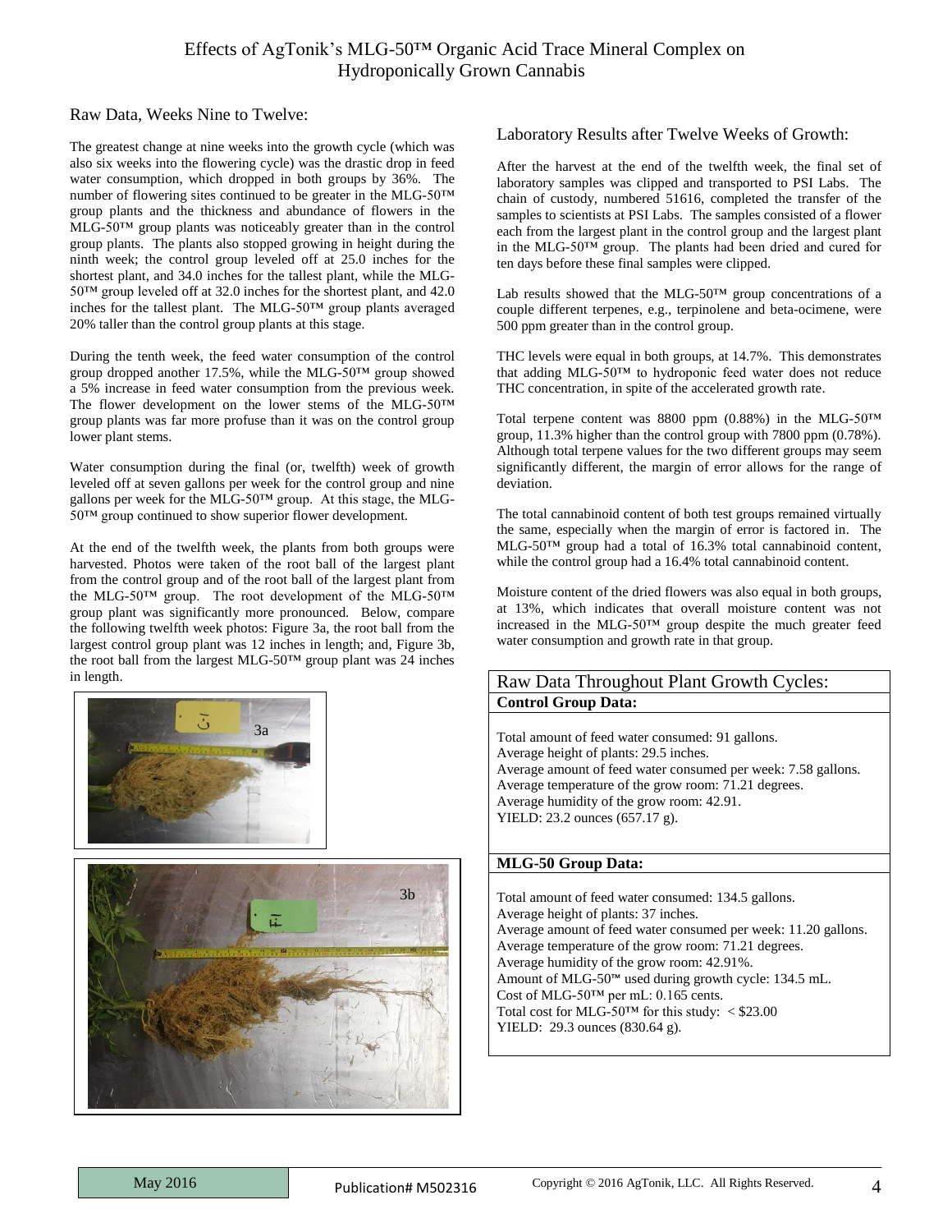## Raw Data, Weeks Nine to Twelve:

The greatest change at nine weeks into the growth cycle (which was also six weeks into the flowering cycle) was the drastic drop in feed water consumption, which dropped in both groups by 36%. The number of flowering sites continued to be greater in the MLG-50™ group plants and the thickness and abundance of flowers in the MLG-50™ group plants was noticeably greater than in the control group plants. The plants also stopped growing in height during the ninth week; the control group leveled off at 25.0 inches for the shortest plant, and 34.0 inches for the tallest plant, while the MLG-50™ group leveled off at 32.0 inches for the shortest plant, and 42.0 inches for the tallest plant. The MLG-50™ group plants averaged 20% taller than the control group plants at this stage.

During the tenth week, the feed water consumption of the control group dropped another 17.5%, while the MLG-50™ group showed a 5% increase in feed water consumption from the previous week. The flower development on the lower stems of the MLG-50™ group plants was far more profuse than it was on the control group lower plant stems.

Water consumption during the final (or, twelfth) week of growth leveled off at seven gallons per week for the control group and nine gallons per week for the MLG-50™ group. At this stage, the MLG-50™ group continued to show superior flower development.

At the end of the twelfth week, the plants from both groups were harvested. Photos were taken of the root ball of the largest plant from the control group and of the root ball of the largest plant from the MLG-50™ group. The root development of the MLG-50™ group plant was significantly more pronounced. Below, compare the following twelfth week photos: Figure 3a, the root ball from the largest control group plant was 12 inches in length; and, Figure 3b, the root ball from the largest MLG-50™ group plant was 24 inches in length.

3a

3b

## Laboratory Results after Twelve Weeks of Growth:

After the harvest at the end of the twelfth week, the final set of laboratory samples was clipped and transported to PSI Labs. The chain of custody, numbered 51616, completed the transfer of the samples to scientists at PSI Labs. The samples consisted of a flower each from the largest plant in the control group and the largest plant in the MLG-50™ group. The plants had been dried and cured for ten days before these final samples were clipped.

Lab results showed that the MLG-50™ group concentrations of a couple different terpenes, e.g., terpinolene and beta-ocimene, were 500 ppm greater than in the control group.

THC levels were equal in both groups, at 14.7%. This demonstrates that adding MLG-50™ to hydroponic feed water does not reduce THC concentration, in spite of the accelerated growth rate.

Total terpene content was 8800 ppm (0.88%) in the MLG-50™ group, 11.3% higher than the control group with 7800 ppm (0.78%). Although total terpene values for the two different groups may seem significantly different, the margin of error allows for the range of deviation.

The total cannabinoid content of both test groups remained virtually the same, especially when the margin of error is factored in. The MLG-50™ group had a total of 16.3% total cannabinoid content, while the control group had a 16.4% total cannabinoid content.

Moisture content of the dried flowers was also equal in both groups, at 13%, which indicates that overall moisture content was not increased in the MLG-50™ group despite the much greater feed water consumption and growth rate in that group.

## Raw Data Throughout Plant Growth Cycles:

**Control Group Data:**

Total amount of feed water consumed: 91 gallons.
Average height of plants: 29.5 inches.
Average amount of feed water consumed per week: 7.58 gallons.
Average temperature of the grow room: 71.21 degrees.
Average humidity of the grow room: 42.91.
YIELD: 23.2 ounces (657.17 g).

**MLG-50 Group Data:**

Total amount of feed water consumed: 134.5 gallons.
Average height of plants: 37 inches.
Average amount of feed water consumed per week: 11.20 gallons.
Average temperature of the grow room: 71.21 degrees.
Average humidity of the grow room: 42.91%.
Amount of MLG-50™ used during growth cycle: 134.5 mL.
Cost of MLG-50™ per mL: 0.165 cents.
Total cost for MLG-50™ for this study: < $23.00
YIELD: 29.3 ounces (830.64 g).

May 2016 | Publication# M502316 | Copyright © 2016 AgTonik, LLC. All Rights Reserved.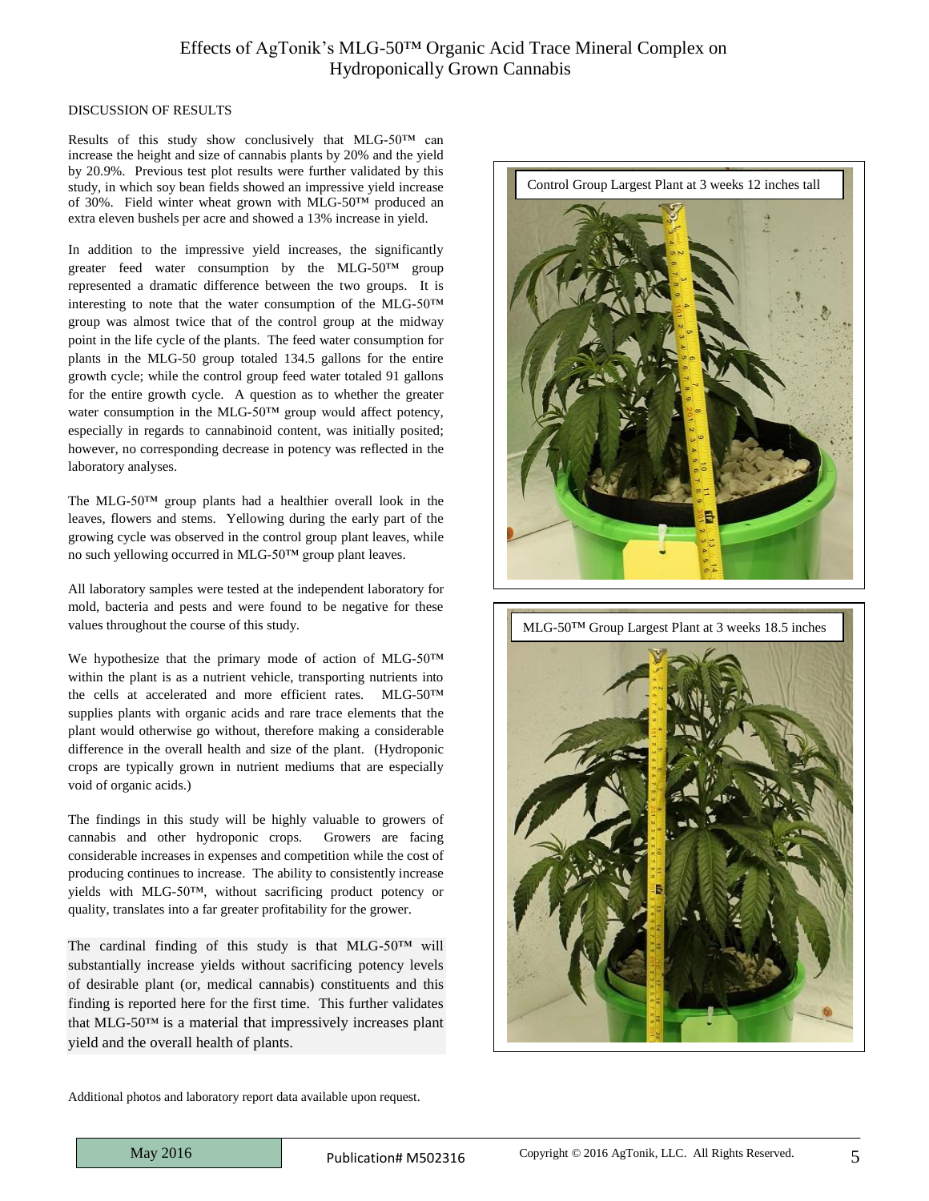DISCUSSION OF RESULTS

Results of this study show conclusively that MLG-50™ can increase the height and size of cannabis plants by 20% and the yield by 20.9%. Previous test plot results were further validated by this study, in which soy bean fields showed an impressive yield increase of 30%. Field winter wheat grown with MLG-50™ produced an extra eleven bushels per acre and showed a 13% increase in yield.

In addition to the impressive yield increases, the significantly greater feed water consumption by the MLG-50™ group represented a dramatic difference between the two groups. It is interesting to note that the water consumption of the MLG-50™ group was almost twice that of the control group at the midway point in the life cycle of the plants. The feed water consumption for plants in the MLG-50 group totaled 134.5 gallons for the entire growth cycle; while the control group feed water totaled 91 gallons for the entire growth cycle. A question as to whether the greater water consumption in the MLG-50™ group would affect potency, especially in regards to cannabinoid content, was initially posited; however, no corresponding decrease in potency was reflected in the laboratory analyses.

The MLG-50™ group plants had a healthier overall look in the leaves, flowers and stems. Yellowing during the early part of the growing cycle was observed in the control group plant leaves, while no such yellowing occurred in MLG-50™ group plant leaves.

All laboratory samples were tested at the independent laboratory for mold, bacteria and pests and were found to be negative for these values throughout the course of this study.

We hypothesize that the primary mode of action of MLG-50™ within the plant is as a nutrient vehicle, transporting nutrients into the cells at accelerated and more efficient rates. MLG-50™ supplies plants with organic acids and rare trace elements that the plant would otherwise go without, therefore making a considerable difference in the overall health and size of the plant. (Hydroponic crops are typically grown in nutrient mediums that are especially void of organic acids.)

The findings in this study will be highly valuable to growers of cannabis and other hydroponic crops. Growers are facing considerable increases in expenses and competition while the cost of producing continues to increase. The ability to consistently increase yields with MLG-50™, without sacrificing product potency or quality, translates into a far greater profitability for the grower.

The cardinal finding of this study is that MLG-50™ will substantially increase yields without sacrificing potency levels of desirable plant (or, medical cannabis) constituents and this finding is reported here for the first time. This further validates that MLG-50™ is a material that impressively increases plant yield and the overall health of plants.

Control Group Largest Plant at 3 weeks 12 inches tall

MLG-50™ Group Largest Plant at 3 weeks 18.5 inches

Additional photos and laboratory report data available upon request.

May 2016 Publication# M502316